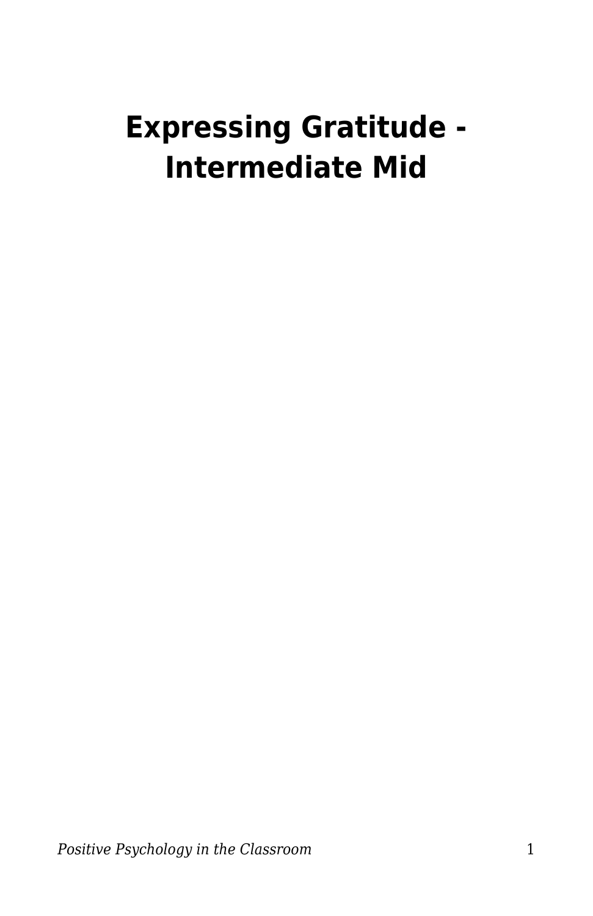# Expressing Gratitude - Intermediate Mid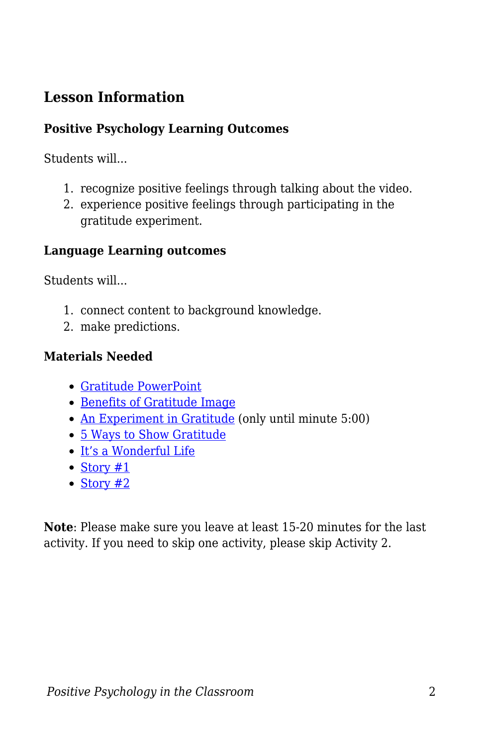## Lesson Information

### Positive Psychology Learning Outcomes

Students will...

1. recognize positive feelings through talking about the video.
2. experience positive feelings through participating in the gratitude experiment.

### Language Learning outcomes

Students will...

1. connect content to background knowledge.
2. make predictions.

### Materials Needed

- Gratitude PowerPoint
- Benefits of Gratitude Image
- An Experiment in Gratitude (only until minute 5:00)
- 5 Ways to Show Gratitude
- It's a Wonderful Life
- Story #1
- Story #2

**Note**: Please make sure you leave at least 15-20 minutes for the last activity. If you need to skip one activity, please skip Activity 2.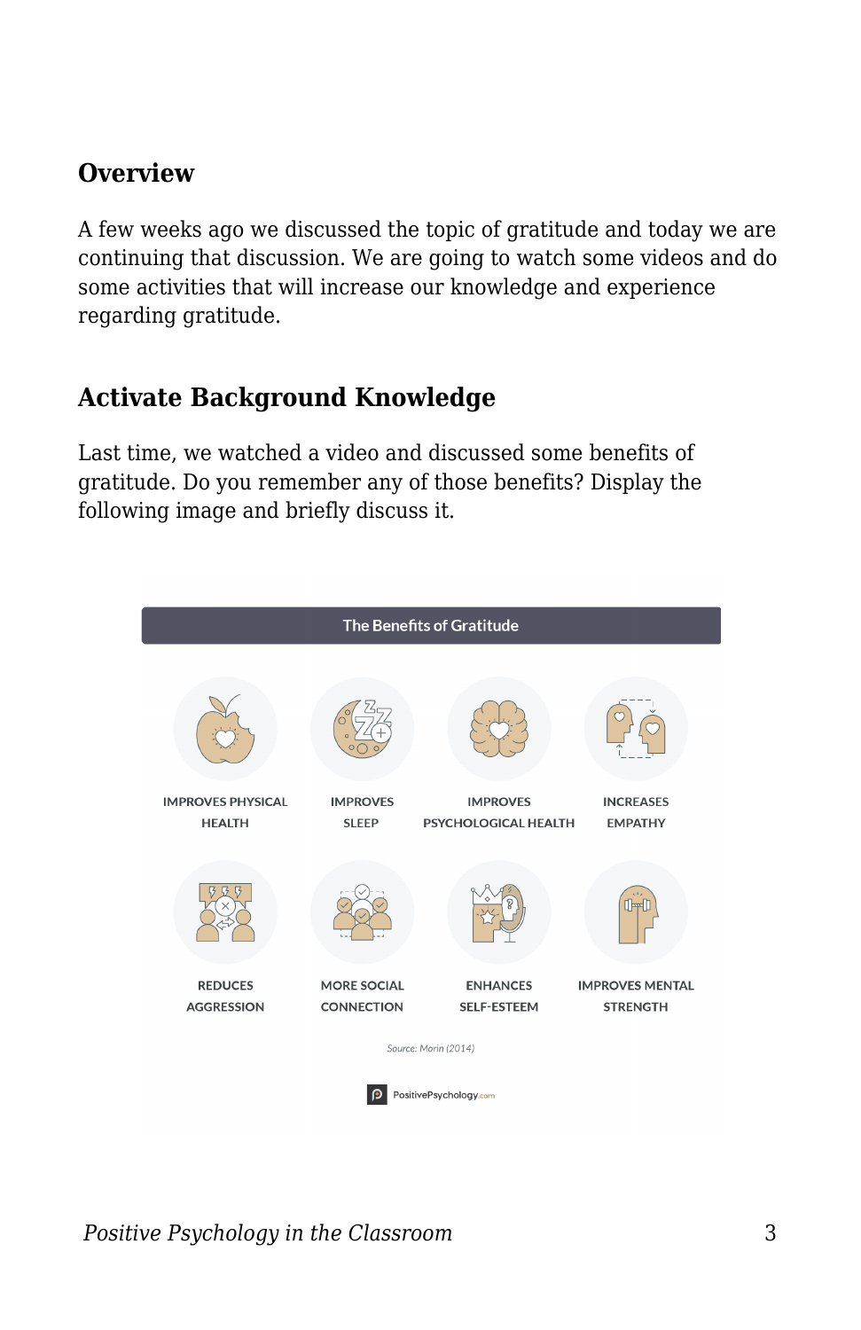## Overview

A few weeks ago we discussed the topic of gratitude and today we are continuing that discussion. We are going to watch some videos and do some activities that will increase our knowledge and experience regarding gratitude.

## Activate Background Knowledge

Last time, we watched a video and discussed some benefits of gratitude. Do you remember any of those benefits? Display the following image and briefly discuss it.

**The Benefits of Gratitude**

- IMPROVES PHYSICAL HEALTH
- IMPROVES SLEEP
- IMPROVES PSYCHOLOGICAL HEALTH
- INCREASES EMPATHY
- REDUCES AGGRESSION
- MORE SOCIAL CONNECTION
- ENHANCES SELF-ESTEEM
- IMPROVES MENTAL STRENGTH

*Source: Morin (2014)*

PositivePsychology.com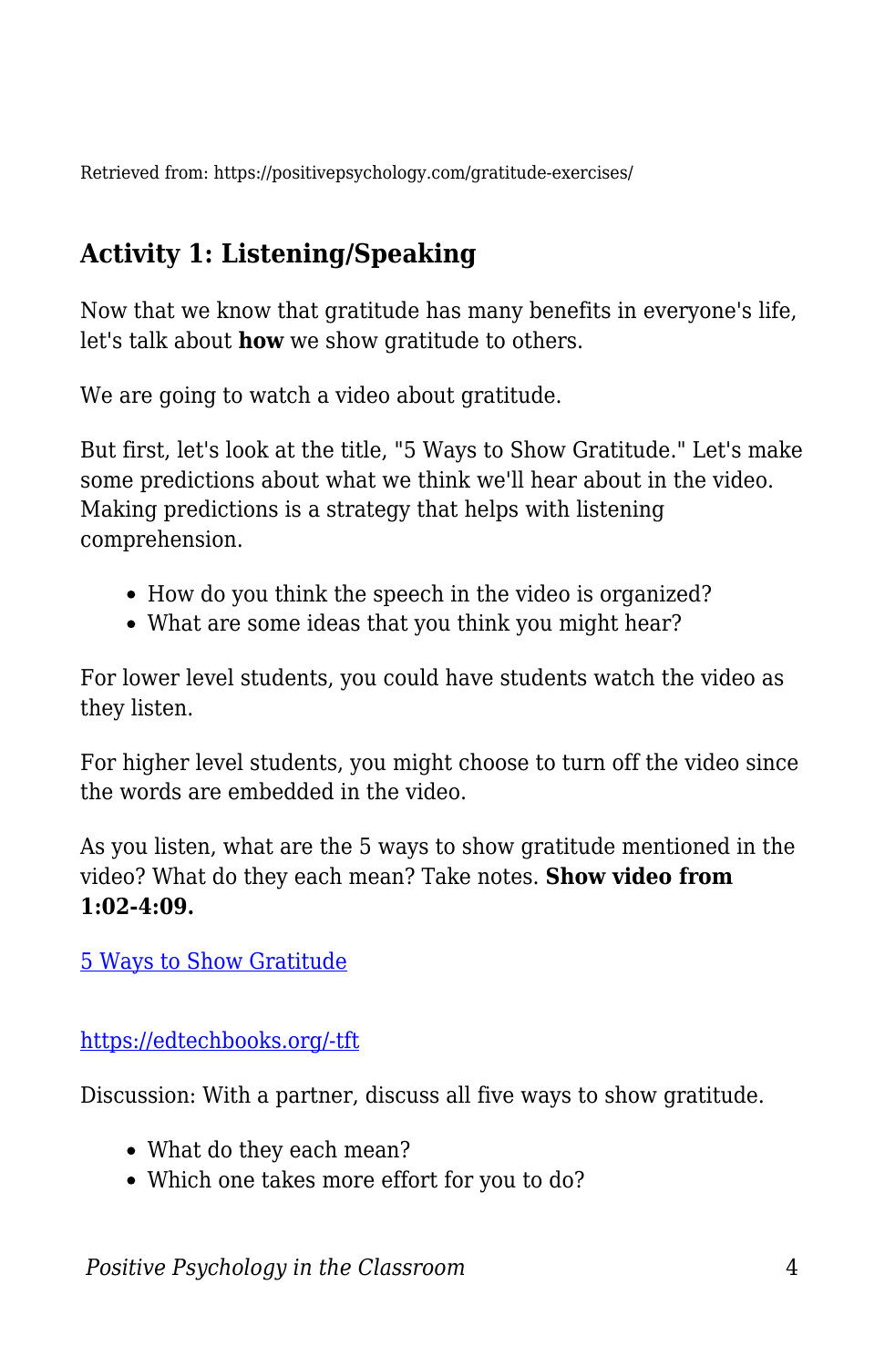Retrieved from: https://positivepsychology.com/gratitude-exercises/

## Activity 1: Listening/Speaking

Now that we know that gratitude has many benefits in everyone's life, let's talk about **how** we show gratitude to others.

We are going to watch a video about gratitude.

But first, let's look at the title, "5 Ways to Show Gratitude." Let's make some predictions about what we think we'll hear about in the video. Making predictions is a strategy that helps with listening comprehension.

- How do you think the speech in the video is organized?
- What are some ideas that you think you might hear?

For lower level students, you could have students watch the video as they listen.

For higher level students, you might choose to turn off the video since the words are embedded in the video.

As you listen, what are the 5 ways to show gratitude mentioned in the video? What do they each mean? Take notes. **Show video from 1:02-4:09.**

[5 Ways to Show Gratitude](https://edtechbooks.org/-tft)

https://edtechbooks.org/-tft

Discussion: With a partner, discuss all five ways to show gratitude.

- What do they each mean?
- Which one takes more effort for you to do?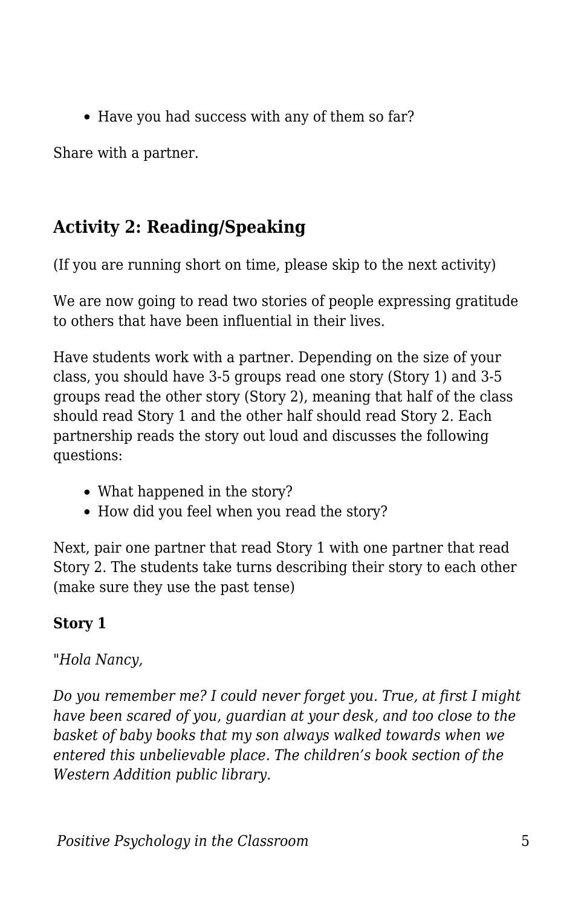- Have you had success with any of them so far?

Share with a partner.

## Activity 2: Reading/Speaking

(If you are running short on time, please skip to the next activity)

We are now going to read two stories of people expressing gratitude to others that have been influential in their lives.

Have students work with a partner. Depending on the size of your class, you should have 3-5 groups read one story (Story 1) and 3-5 groups read the other story (Story 2), meaning that half of the class should read Story 1 and the other half should read Story 2. Each partnership reads the story out loud and discusses the following questions:

- What happened in the story?
- How did you feel when you read the story?

Next, pair one partner that read Story 1 with one partner that read Story 2. The students take turns describing their story to each other (make sure they use the past tense)

**Story 1**

"*Hola Nancy,*

*Do you remember me? I could never forget you. True, at first I might have been scared of you, guardian at your desk, and too close to the basket of baby books that my son always walked towards when we entered this unbelievable place. The children's book section of the Western Addition public library.*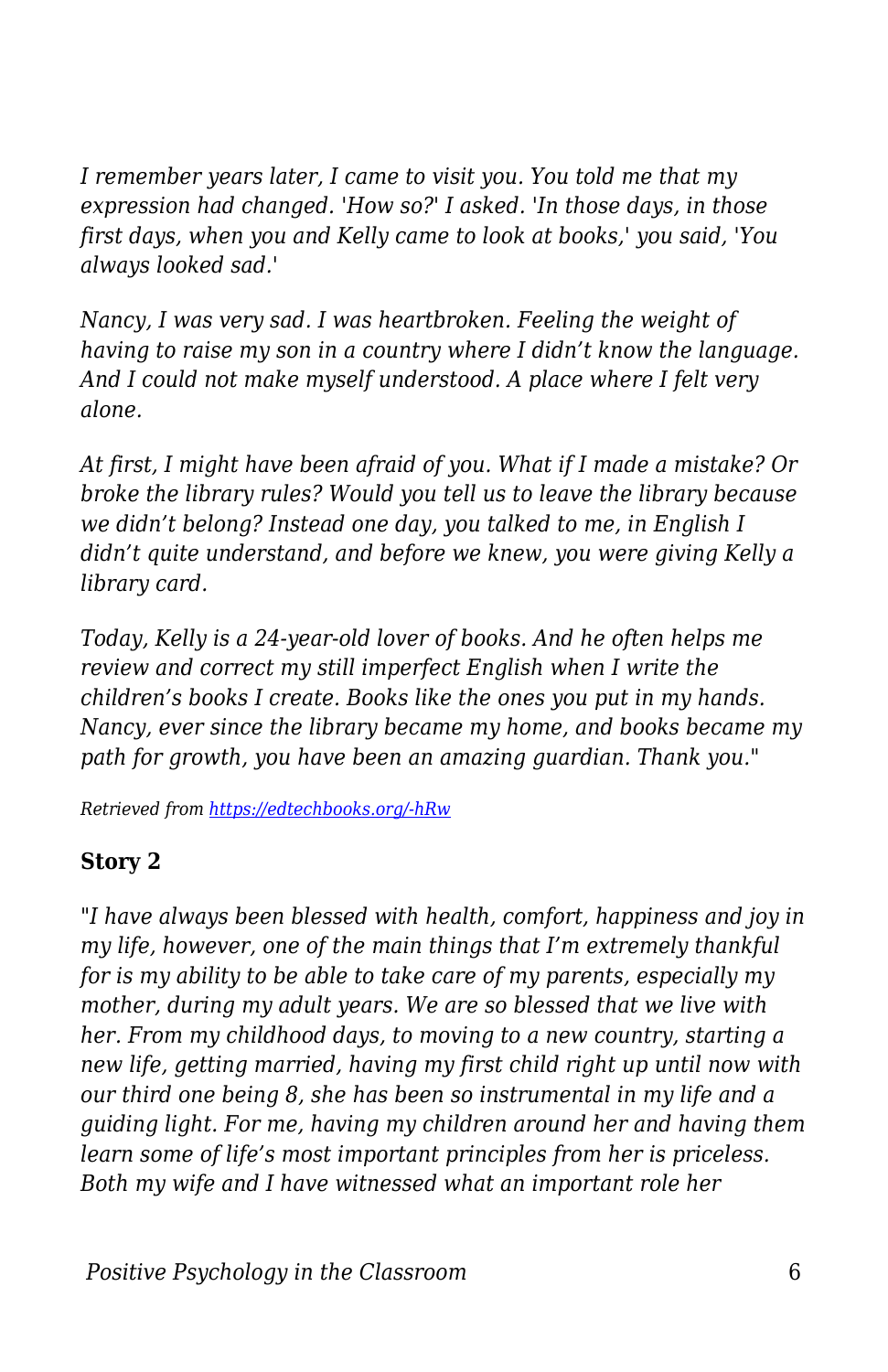*I remember years later, I came to visit you. You told me that my expression had changed. 'How so?' I asked. 'In those days, in those first days, when you and Kelly came to look at books,' you said, 'You always looked sad.'*

*Nancy, I was very sad. I was heartbroken. Feeling the weight of having to raise my son in a country where I didn't know the language. And I could not make myself understood. A place where I felt very alone.*

*At first, I might have been afraid of you. What if I made a mistake? Or broke the library rules? Would you tell us to leave the library because we didn't belong? Instead one day, you talked to me, in English I didn't quite understand, and before we knew, you were giving Kelly a library card.*

*Today, Kelly is a 24-year-old lover of books. And he often helps me review and correct my still imperfect English when I write the children's books I create. Books like the ones you put in my hands. Nancy, ever since the library became my home, and books became my path for growth, you have been an amazing guardian. Thank you."*

*Retrieved from [https://edtechbooks.org/-hRw](https://edtechbooks.org/-hRw)*

**Story 2**

*"I have always been blessed with health, comfort, happiness and joy in my life, however, one of the main things that I'm extremely thankful for is my ability to be able to take care of my parents, especially my mother, during my adult years. We are so blessed that we live with her. From my childhood days, to moving to a new country, starting a new life, getting married, having my first child right up until now with our third one being 8, she has been so instrumental in my life and a guiding light. For me, having my children around her and having them learn some of life's most important principles from her is priceless. Both my wife and I have witnessed what an important role her*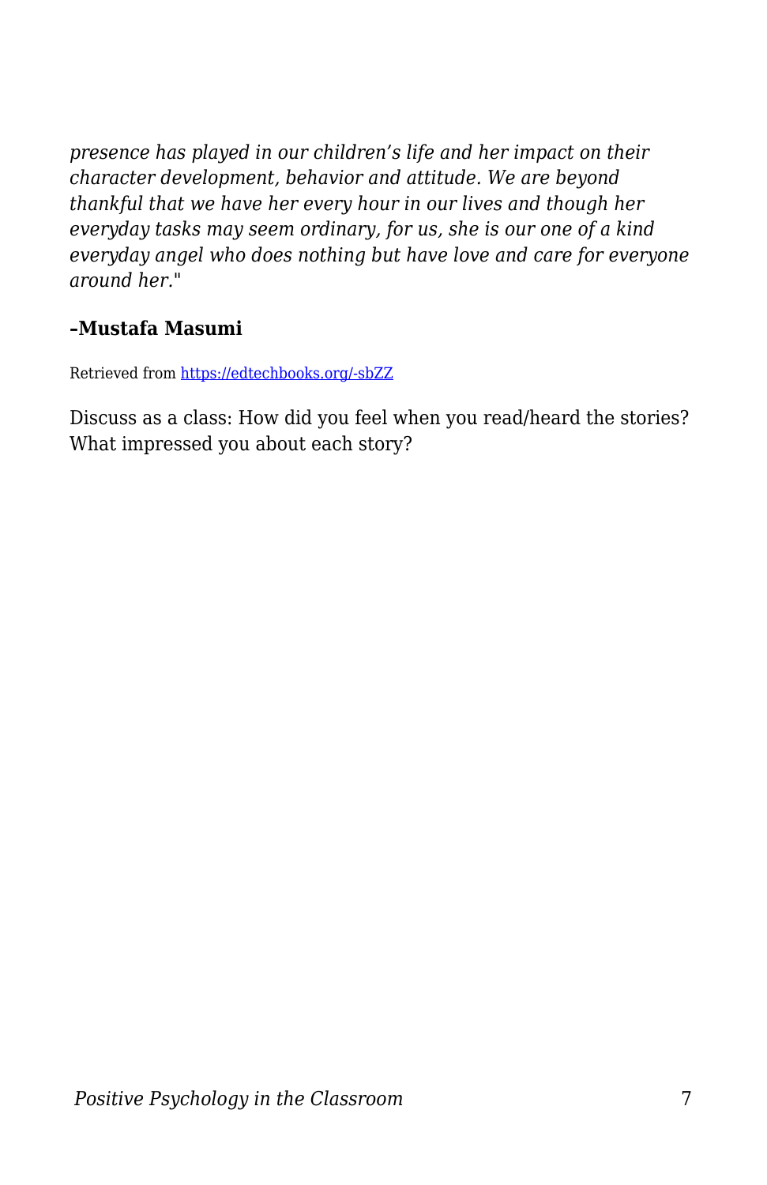*presence has played in our children's life and her impact on their character development, behavior and attitude. We are beyond thankful that we have her every hour in our lives and though her everyday tasks may seem ordinary, for us, she is our one of a kind everyday angel who does nothing but have love and care for everyone around her."*

**-Mustafa Masumi**

Retrieved from https://edtechbooks.org/-sbZZ

Discuss as a class: How did you feel when you read/heard the stories? What impressed you about each story?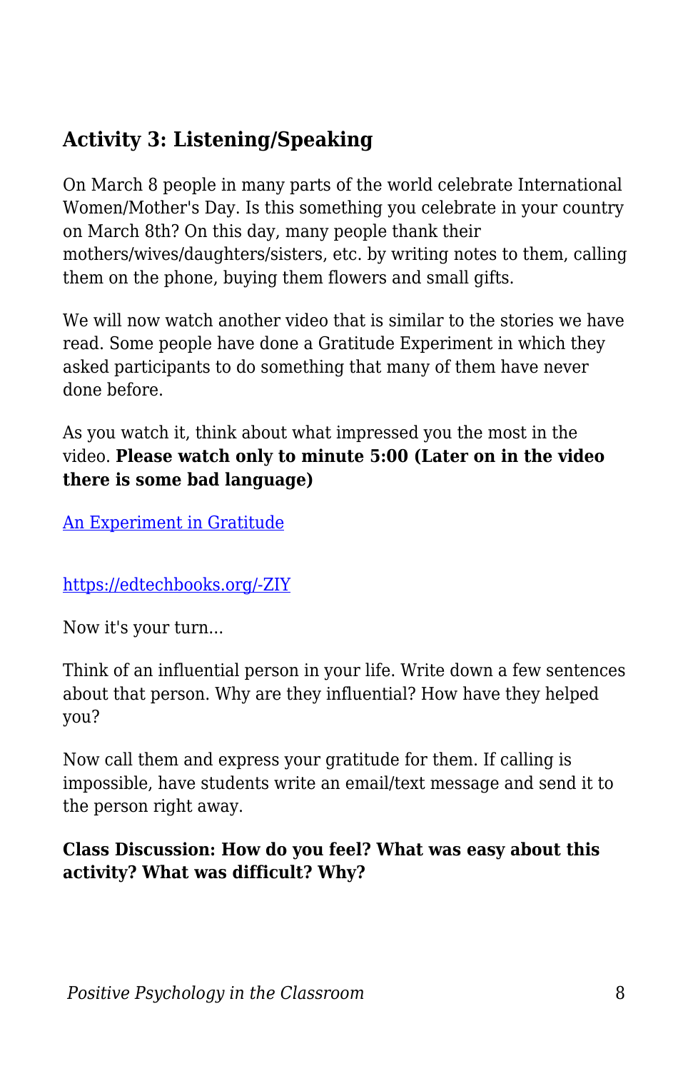### Activity 3: Listening/Speaking

On March 8 people in many parts of the world celebrate International Women/Mother's Day. Is this something you celebrate in your country on March 8th? On this day, many people thank their mothers/wives/daughters/sisters, etc. by writing notes to them, calling them on the phone, buying them flowers and small gifts.

We will now watch another video that is similar to the stories we have read. Some people have done a Gratitude Experiment in which they asked participants to do something that many of them have never done before.

As you watch it, think about what impressed you the most in the video. **Please watch only to minute 5:00 (Later on in the video there is some bad language)**

[An Experiment in Gratitude](https://edtechbooks.org/-ZIY)

https://edtechbooks.org/-ZIY

Now it's your turn...

Think of an influential person in your life. Write down a few sentences about that person. Why are they influential? How have they helped you?

Now call them and express your gratitude for them. If calling is impossible, have students write an email/text message and send it to the person right away.

**Class Discussion: How do you feel? What was easy about this activity? What was difficult? Why?**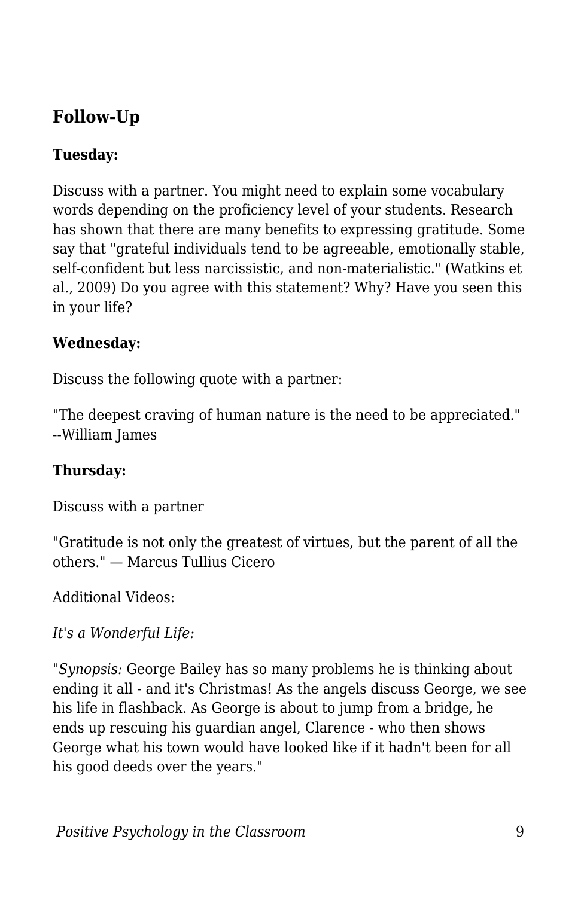## Follow-Up

**Tuesday:**

Discuss with a partner. You might need to explain some vocabulary words depending on the proficiency level of your students. Research has shown that there are many benefits to expressing gratitude. Some say that "grateful individuals tend to be agreeable, emotionally stable, self-confident but less narcissistic, and non-materialistic." (Watkins et al., 2009) Do you agree with this statement? Why? Have you seen this in your life?

**Wednesday:**

Discuss the following quote with a partner:

"The deepest craving of human nature is the need to be appreciated." --William James

**Thursday:**

Discuss with a partner

"Gratitude is not only the greatest of virtues, but the parent of all the others." — Marcus Tullius Cicero

Additional Videos:

*It's a Wonderful Life:*

"*Synopsis:* George Bailey has so many problems he is thinking about ending it all - and it's Christmas! As the angels discuss George, we see his life in flashback. As George is about to jump from a bridge, he ends up rescuing his guardian angel, Clarence - who then shows George what his town would have looked like if it hadn't been for all his good deeds over the years."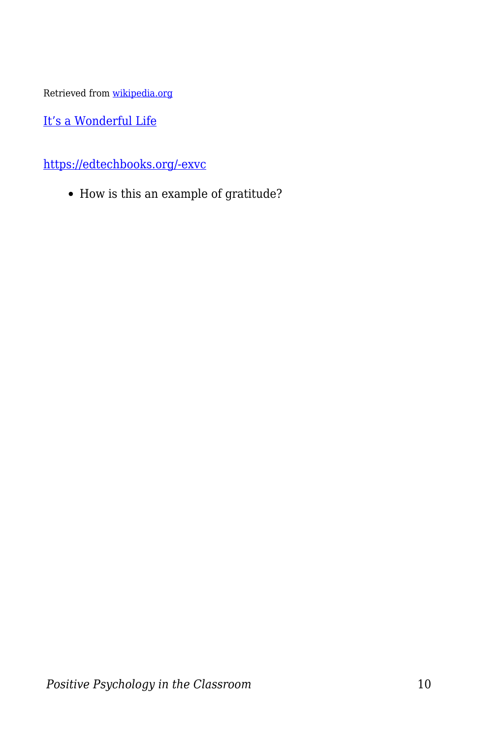Retrieved from [wikipedia.org](wikipedia.org)

[It’s a Wonderful Life](It’s a Wonderful Life)

<https://edtechbooks.org/-exvc>

- How is this an example of gratitude?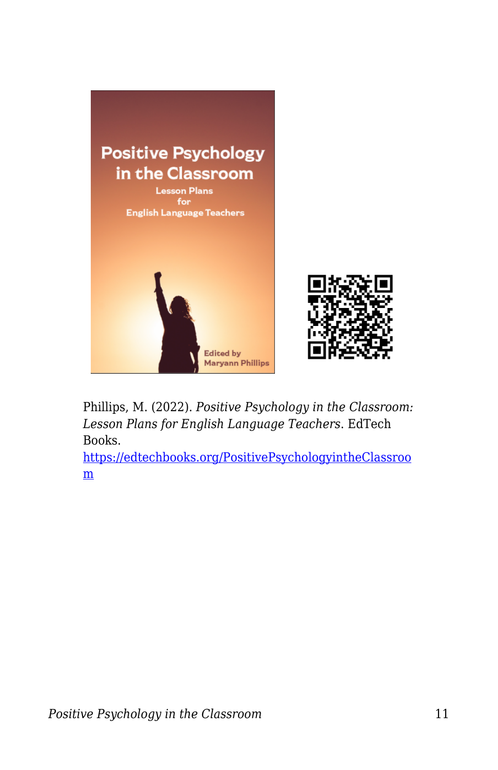Phillips, M. (2022). *Positive Psychology in the Classroom: Lesson Plans for English Language Teachers*. EdTech Books. https://edtechbooks.org/PositivePsychologyintheClassroom